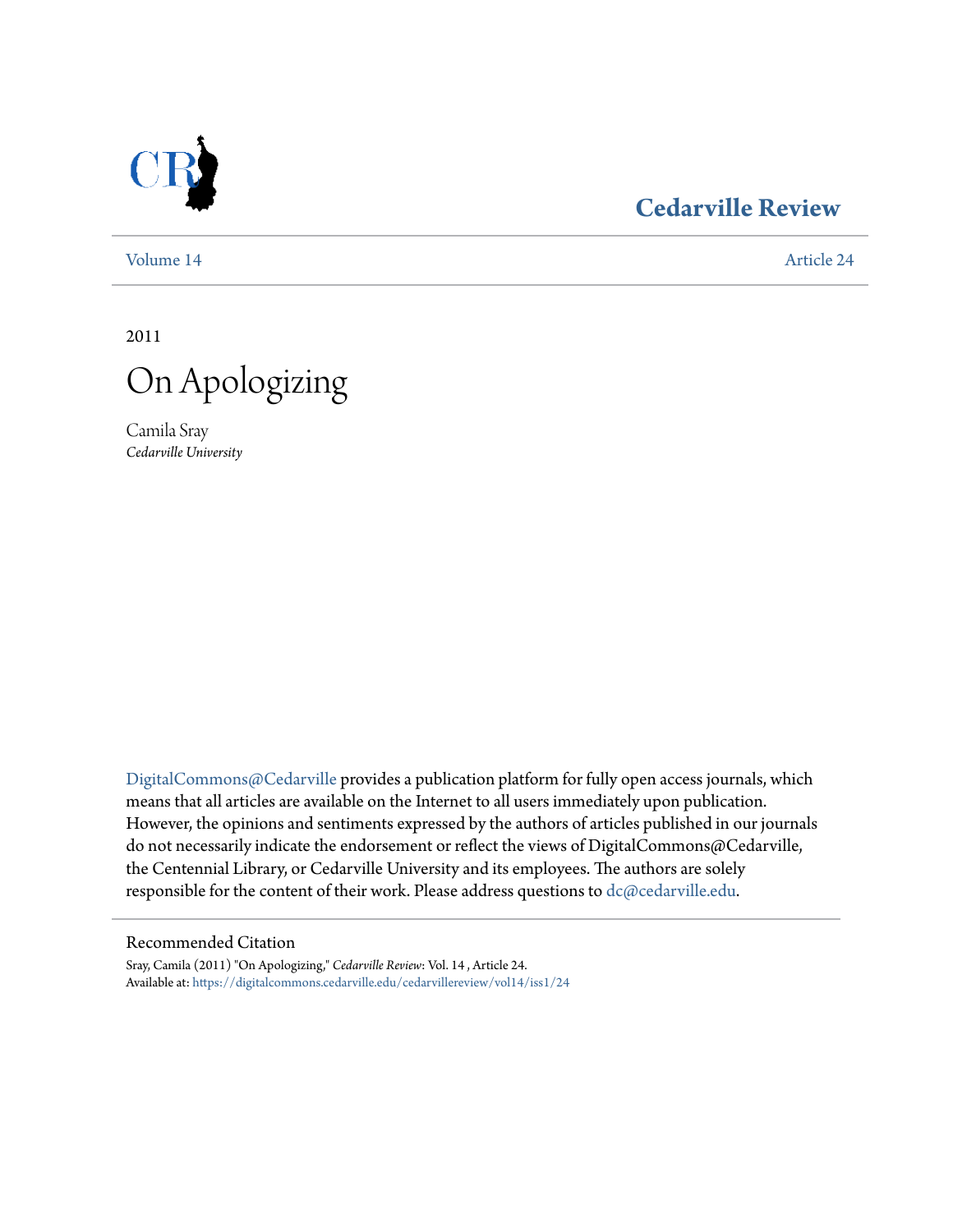Cedarville Review

Volume 14 Article 24

2011

# On Apologizing

Camila Sray
*Cedarville University*

DigitalCommons@Cedarville provides a publication platform for fully open access journals, which means that all articles are available on the Internet to all users immediately upon publication. However, the opinions and sentiments expressed by the authors of articles published in our journals do not necessarily indicate the endorsement or reflect the views of DigitalCommons@Cedarville, the Centennial Library, or Cedarville University and its employees. The authors are solely responsible for the content of their work. Please address questions to dc@cedarville.edu.

## Recommended Citation

Sray, Camila (2011) "On Apologizing," *Cedarville Review*: Vol. 14 , Article 24.
Available at: https://digitalcommons.cedarville.edu/cedarvillereview/vol14/iss1/24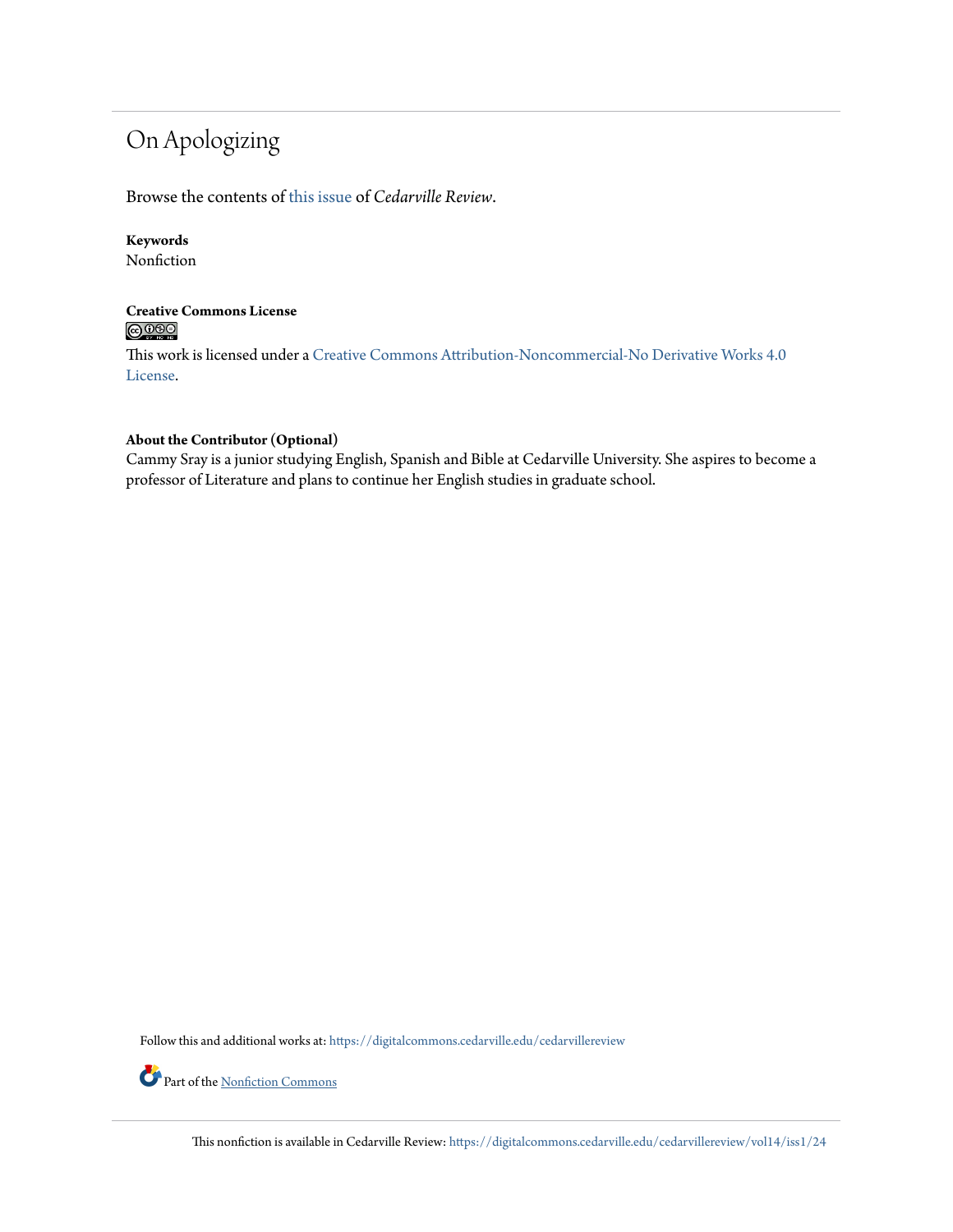# On Apologizing

Browse the contents of this issue of *Cedarville Review*.

**Keywords**
Nonfiction

**Creative Commons License**

This work is licensed under a Creative Commons Attribution-Noncommercial-No Derivative Works 4.0 License.

**About the Contributor (Optional)**
Cammy Sray is a junior studying English, Spanish and Bible at Cedarville University. She aspires to become a professor of Literature and plans to continue her English studies in graduate school.

Follow this and additional works at: https://digitalcommons.cedarville.edu/cedarvillereview

Part of the Nonfiction Commons

This nonfiction is available in Cedarville Review: https://digitalcommons.cedarville.edu/cedarvillereview/vol14/iss1/24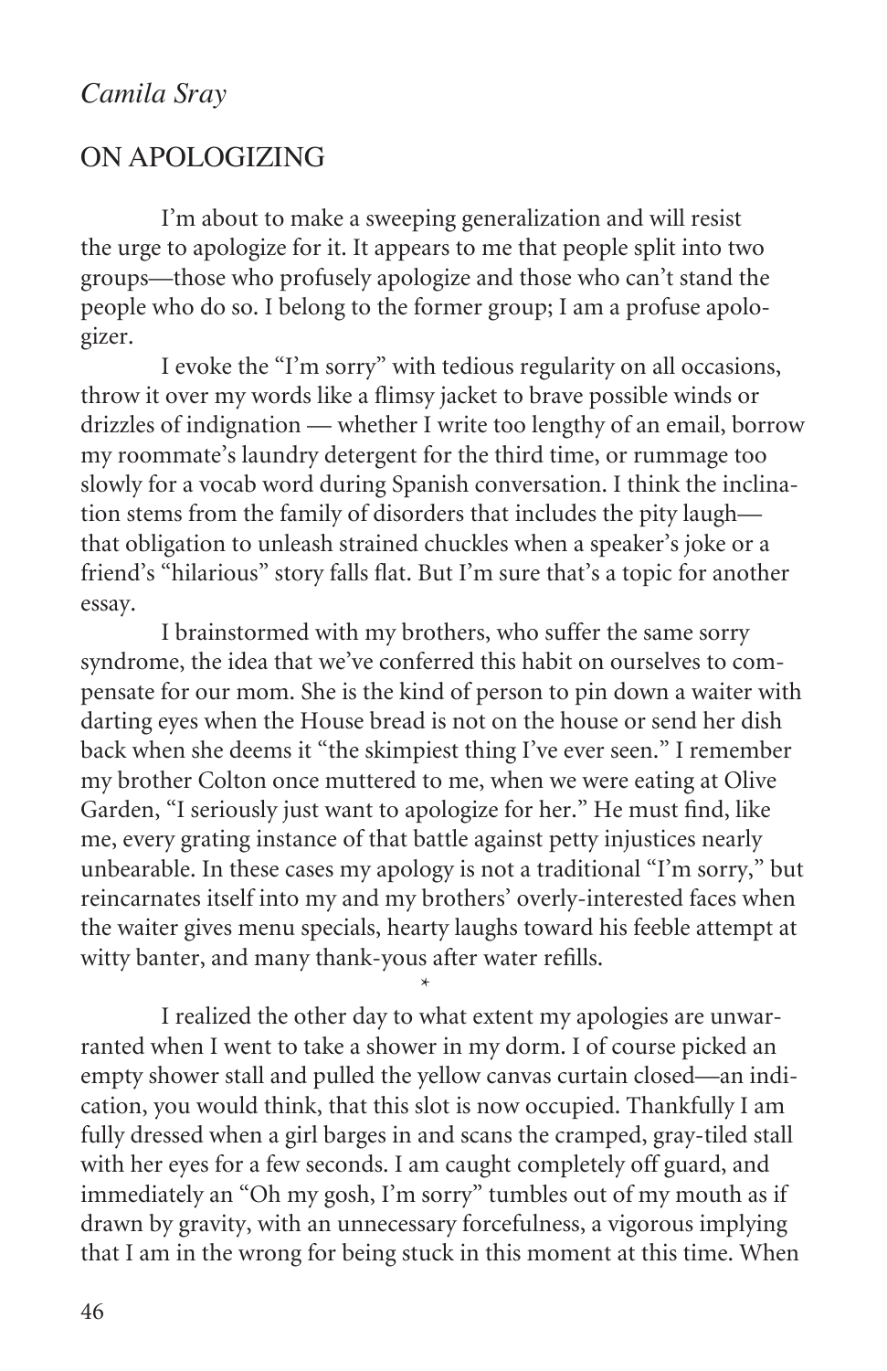*Camila Sray*

## ON APOLOGIZING

I'm about to make a sweeping generalization and will resist the urge to apologize for it. It appears to me that people split into two groups—those who profusely apologize and those who can't stand the people who do so. I belong to the former group; I am a profuse apologizer.

I evoke the "I'm sorry" with tedious regularity on all occasions, throw it over my words like a flimsy jacket to brave possible winds or drizzles of indignation — whether I write too lengthy of an email, borrow my roommate's laundry detergent for the third time, or rummage too slowly for a vocab word during Spanish conversation. I think the inclination stems from the family of disorders that includes the pity laugh—that obligation to unleash strained chuckles when a speaker's joke or a friend's "hilarious" story falls flat. But I'm sure that's a topic for another essay.

I brainstormed with my brothers, who suffer the same sorry syndrome, the idea that we've conferred this habit on ourselves to compensate for our mom. She is the kind of person to pin down a waiter with darting eyes when the House bread is not on the house or send her dish back when she deems it "the skimpiest thing I've ever seen." I remember my brother Colton once muttered to me, when we were eating at Olive Garden, "I seriously just want to apologize for her." He must find, like me, every grating instance of that battle against petty injustices nearly unbearable. In these cases my apology is not a traditional "I'm sorry," but reincarnates itself into my and my brothers' overly-interested faces when the waiter gives menu specials, hearty laughs toward his feeble attempt at witty banter, and many thank-yous after water refills.

*

I realized the other day to what extent my apologies are unwarranted when I went to take a shower in my dorm. I of course picked an empty shower stall and pulled the yellow canvas curtain closed—an indication, you would think, that this slot is now occupied. Thankfully I am fully dressed when a girl barges in and scans the cramped, gray-tiled stall with her eyes for a few seconds. I am caught completely off guard, and immediately an "Oh my gosh, I'm sorry" tumbles out of my mouth as if drawn by gravity, with an unnecessary forcefulness, a vigorous implying that I am in the wrong for being stuck in this moment at this time. When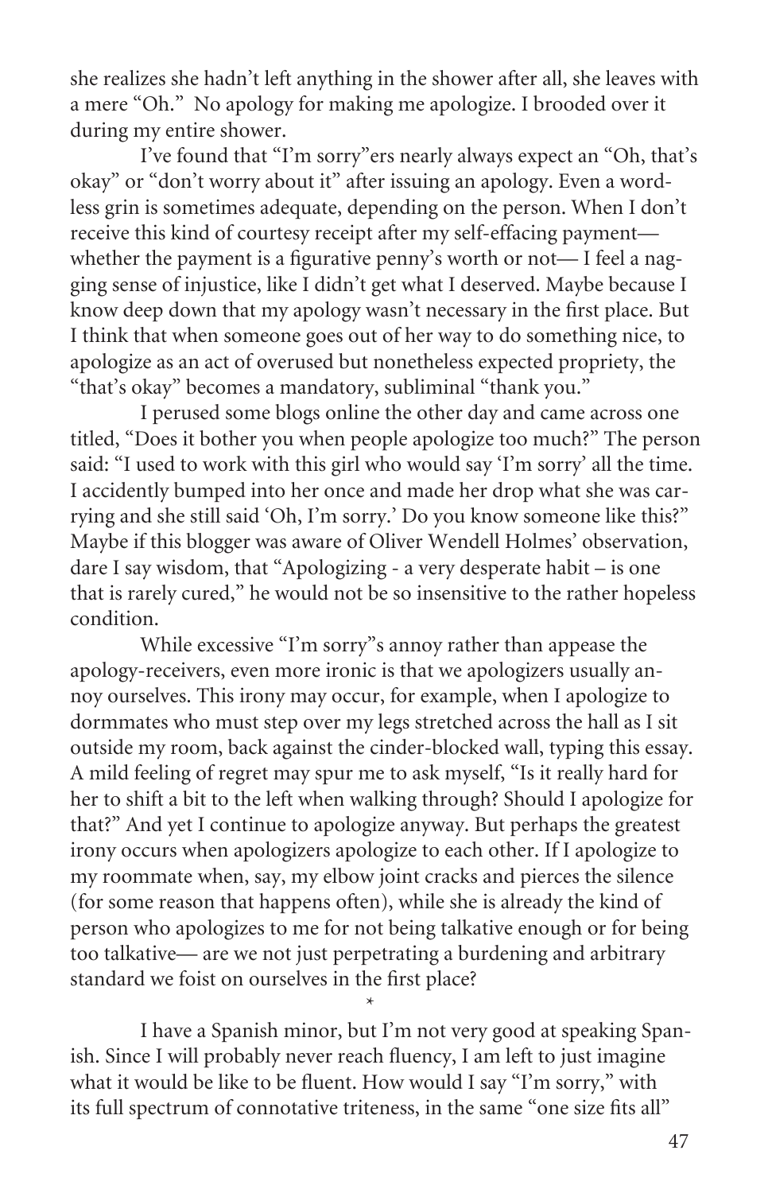she realizes she hadn't left anything in the shower after all, she leaves with a mere "Oh." No apology for making me apologize. I brooded over it during my entire shower.

I've found that "I'm sorry"ers nearly always expect an "Oh, that's okay" or "don't worry about it" after issuing an apology. Even a wordless grin is sometimes adequate, depending on the person. When I don't receive this kind of courtesy receipt after my self-effacing payment— whether the payment is a figurative penny's worth or not— I feel a nagging sense of injustice, like I didn't get what I deserved. Maybe because I know deep down that my apology wasn't necessary in the first place. But I think that when someone goes out of her way to do something nice, to apologize as an act of overused but nonetheless expected propriety, the "that's okay" becomes a mandatory, subliminal "thank you."

I perused some blogs online the other day and came across one titled, "Does it bother you when people apologize too much?" The person said: "I used to work with this girl who would say 'I'm sorry' all the time. I accidently bumped into her once and made her drop what she was carrying and she still said 'Oh, I'm sorry.' Do you know someone like this?" Maybe if this blogger was aware of Oliver Wendell Holmes' observation, dare I say wisdom, that "Apologizing - a very desperate habit – is one that is rarely cured," he would not be so insensitive to the rather hopeless condition.

While excessive "I'm sorry"s annoy rather than appease the apology-receivers, even more ironic is that we apologizers usually annoy ourselves. This irony may occur, for example, when I apologize to dormmates who must step over my legs stretched across the hall as I sit outside my room, back against the cinder-blocked wall, typing this essay. A mild feeling of regret may spur me to ask myself, "Is it really hard for her to shift a bit to the left when walking through? Should I apologize for that?" And yet I continue to apologize anyway. But perhaps the greatest irony occurs when apologizers apologize to each other. If I apologize to my roommate when, say, my elbow joint cracks and pierces the silence (for some reason that happens often), while she is already the kind of person who apologizes to me for not being talkative enough or for being too talkative— are we not just perpetrating a burdening and arbitrary standard we foist on ourselves in the first place?

*

I have a Spanish minor, but I'm not very good at speaking Spanish. Since I will probably never reach fluency, I am left to just imagine what it would be like to be fluent. How would I say "I'm sorry," with its full spectrum of connotative triteness, in the same "one size fits all"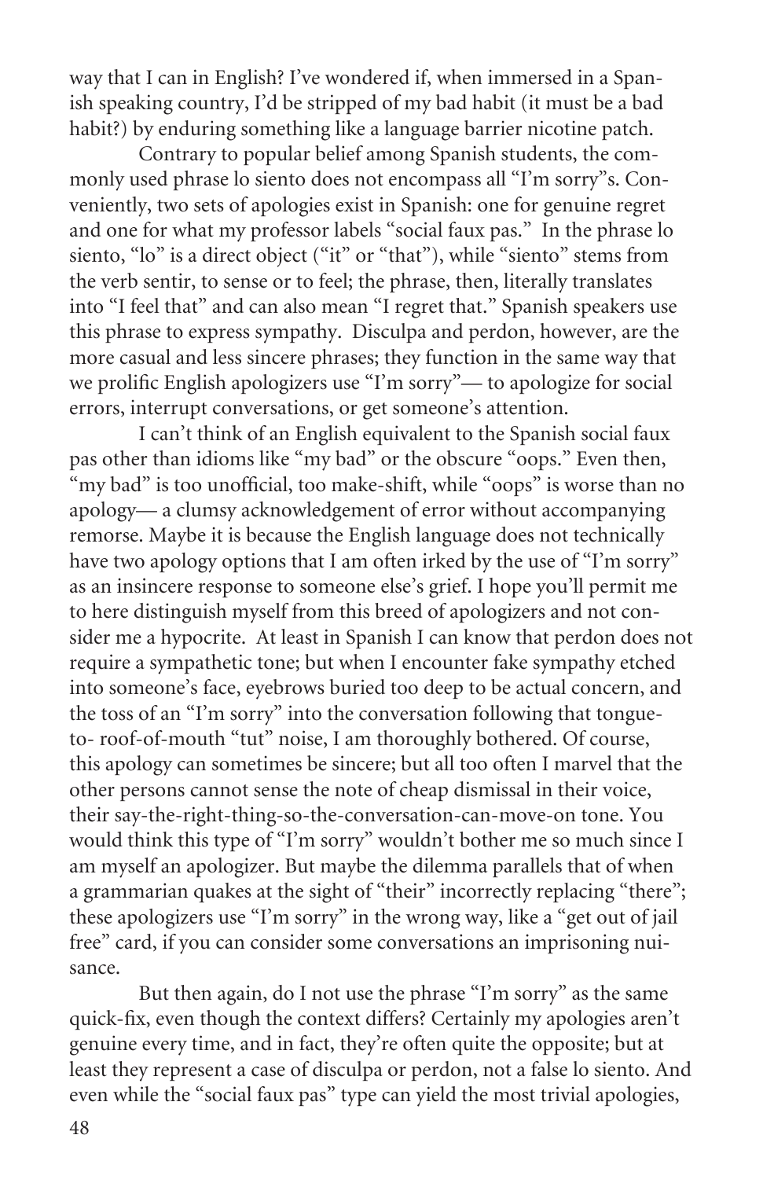way that I can in English? I've wondered if, when immersed in a Spanish speaking country, I'd be stripped of my bad habit (it must be a bad habit?) by enduring something like a language barrier nicotine patch.

Contrary to popular belief among Spanish students, the commonly used phrase lo siento does not encompass all "I'm sorry"s. Conveniently, two sets of apologies exist in Spanish: one for genuine regret and one for what my professor labels "social faux pas." In the phrase lo siento, "lo" is a direct object ("it" or "that"), while "siento" stems from the verb sentir, to sense or to feel; the phrase, then, literally translates into "I feel that" and can also mean "I regret that." Spanish speakers use this phrase to express sympathy. Disculpa and perdon, however, are the more casual and less sincere phrases; they function in the same way that we prolific English apologizers use "I'm sorry"— to apologize for social errors, interrupt conversations, or get someone's attention.

I can't think of an English equivalent to the Spanish social faux pas other than idioms like "my bad" or the obscure "oops." Even then, "my bad" is too unofficial, too make-shift, while "oops" is worse than no apology— a clumsy acknowledgement of error without accompanying remorse. Maybe it is because the English language does not technically have two apology options that I am often irked by the use of "I'm sorry" as an insincere response to someone else's grief. I hope you'll permit me to here distinguish myself from this breed of apologizers and not consider me a hypocrite. At least in Spanish I can know that perdon does not require a sympathetic tone; but when I encounter fake sympathy etched into someone's face, eyebrows buried too deep to be actual concern, and the toss of an "I'm sorry" into the conversation following that tongue-to- roof-of-mouth "tut" noise, I am thoroughly bothered. Of course, this apology can sometimes be sincere; but all too often I marvel that the other persons cannot sense the note of cheap dismissal in their voice, their say-the-right-thing-so-the-conversation-can-move-on tone. You would think this type of "I'm sorry" wouldn't bother me so much since I am myself an apologizer. But maybe the dilemma parallels that of when a grammarian quakes at the sight of "their" incorrectly replacing "there"; these apologizers use "I'm sorry" in the wrong way, like a "get out of jail free" card, if you can consider some conversations an imprisoning nuisance.

But then again, do I not use the phrase "I'm sorry" as the same quick-fix, even though the context differs? Certainly my apologies aren't genuine every time, and in fact, they're often quite the opposite; but at least they represent a case of disculpa or perdon, not a false lo siento. And even while the "social faux pas" type can yield the most trivial apologies,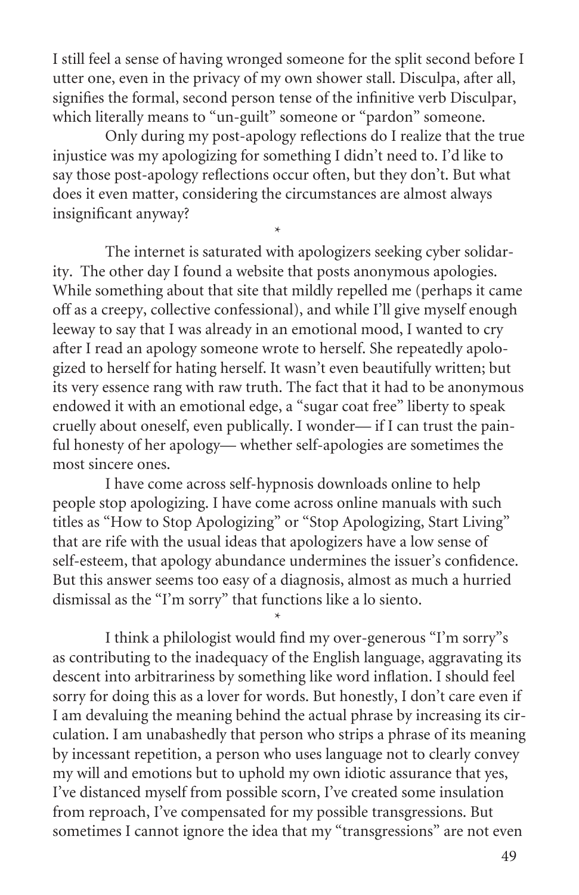I still feel a sense of having wronged someone for the split second before I utter one, even in the privacy of my own shower stall. Disculpa, after all, signifies the formal, second person tense of the infinitive verb Disculpar, which literally means to "un-guilt" someone or "pardon" someone.

Only during my post-apology reflections do I realize that the true injustice was my apologizing for something I didn't need to. I'd like to say those post-apology reflections occur often, but they don't. But what does it even matter, considering the circumstances are almost always insignificant anyway?

*

The internet is saturated with apologizers seeking cyber solidarity. The other day I found a website that posts anonymous apologies. While something about that site that mildly repelled me (perhaps it came off as a creepy, collective confessional), and while I'll give myself enough leeway to say that I was already in an emotional mood, I wanted to cry after I read an apology someone wrote to herself. She repeatedly apologized to herself for hating herself. It wasn't even beautifully written; but its very essence rang with raw truth. The fact that it had to be anonymous endowed it with an emotional edge, a "sugar coat free" liberty to speak cruelly about oneself, even publically. I wonder— if I can trust the painful honesty of her apology— whether self-apologies are sometimes the most sincere ones.

I have come across self-hypnosis downloads online to help people stop apologizing. I have come across online manuals with such titles as "How to Stop Apologizing" or "Stop Apologizing, Start Living" that are rife with the usual ideas that apologizers have a low sense of self-esteem, that apology abundance undermines the issuer's confidence. But this answer seems too easy of a diagnosis, almost as much a hurried dismissal as the "I'm sorry" that functions like a lo siento.

*

I think a philologist would find my over-generous "I'm sorry"s as contributing to the inadequacy of the English language, aggravating its descent into arbitrariness by something like word inflation. I should feel sorry for doing this as a lover for words. But honestly, I don't care even if I am devaluing the meaning behind the actual phrase by increasing its circulation. I am unabashedly that person who strips a phrase of its meaning by incessant repetition, a person who uses language not to clearly convey my will and emotions but to uphold my own idiotic assurance that yes, I've distanced myself from possible scorn, I've created some insulation from reproach, I've compensated for my possible transgressions. But sometimes I cannot ignore the idea that my "transgressions" are not even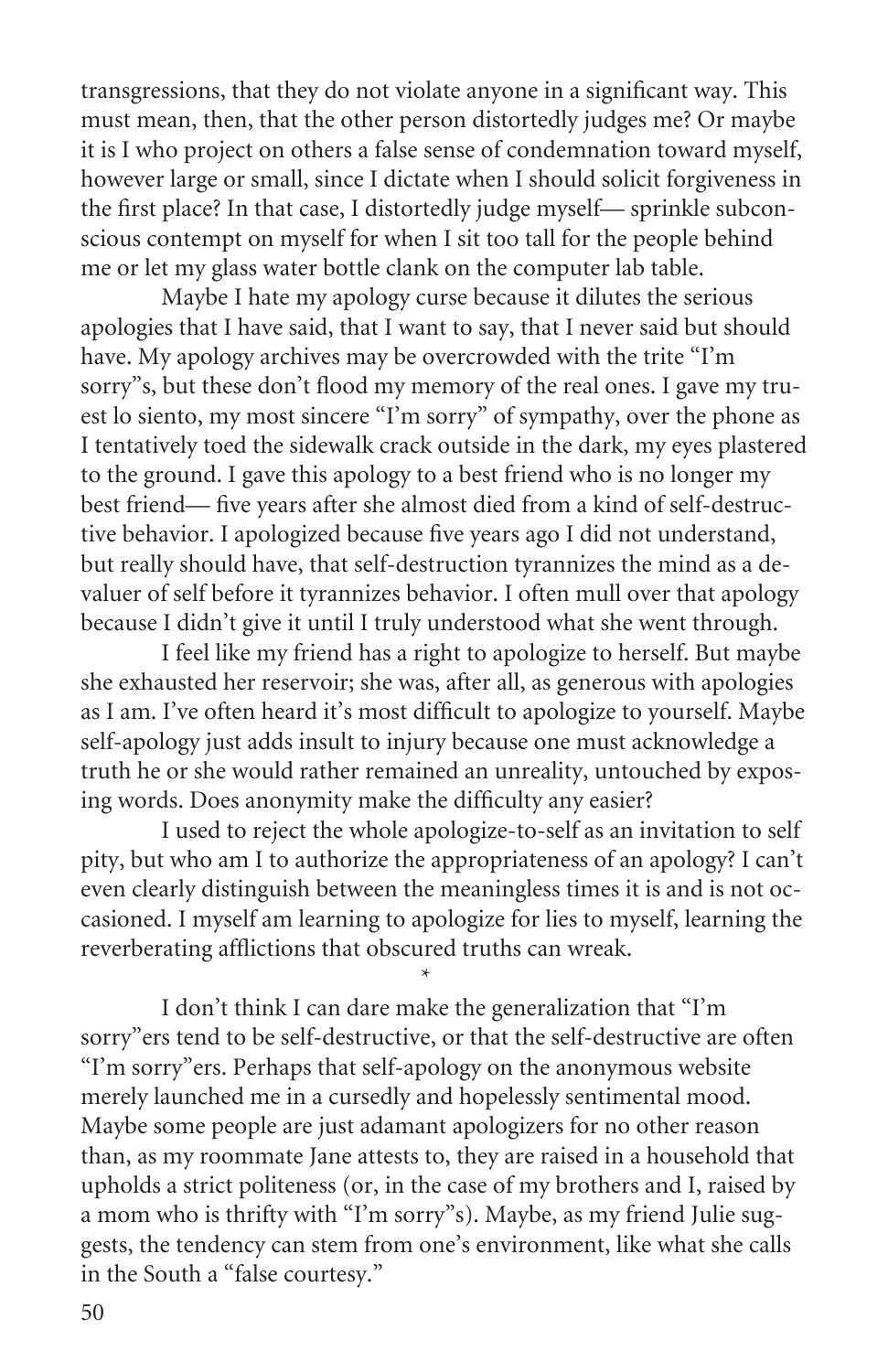transgressions, that they do not violate anyone in a significant way. This must mean, then, that the other person distortedly judges me? Or maybe it is I who project on others a false sense of condemnation toward myself, however large or small, since I dictate when I should solicit forgiveness in the first place? In that case, I distortedly judge myself— sprinkle subconscious contempt on myself for when I sit too tall for the people behind me or let my glass water bottle clank on the computer lab table.

Maybe I hate my apology curse because it dilutes the serious apologies that I have said, that I want to say, that I never said but should have. My apology archives may be overcrowded with the trite "I'm sorry"s, but these don't flood my memory of the real ones. I gave my truest lo siento, my most sincere "I'm sorry" of sympathy, over the phone as I tentatively toed the sidewalk crack outside in the dark, my eyes plastered to the ground. I gave this apology to a best friend who is no longer my best friend— five years after she almost died from a kind of self-destructive behavior. I apologized because five years ago I did not understand, but really should have, that self-destruction tyrannizes the mind as a devaluer of self before it tyrannizes behavior. I often mull over that apology because I didn't give it until I truly understood what she went through.

I feel like my friend has a right to apologize to herself. But maybe she exhausted her reservoir; she was, after all, as generous with apologies as I am. I've often heard it's most difficult to apologize to yourself. Maybe self-apology just adds insult to injury because one must acknowledge a truth he or she would rather remained an unreality, untouched by exposing words. Does anonymity make the difficulty any easier?

I used to reject the whole apologize-to-self as an invitation to self pity, but who am I to authorize the appropriateness of an apology? I can't even clearly distinguish between the meaningless times it is and is not occasioned. I myself am learning to apologize for lies to myself, learning the reverberating afflictions that obscured truths can wreak.

*

I don't think I can dare make the generalization that "I'm sorry"ers tend to be self-destructive, or that the self-destructive are often "I'm sorry"ers. Perhaps that self-apology on the anonymous website merely launched me in a cursedly and hopelessly sentimental mood. Maybe some people are just adamant apologizers for no other reason than, as my roommate Jane attests to, they are raised in a household that upholds a strict politeness (or, in the case of my brothers and I, raised by a mom who is thrifty with "I'm sorry"s). Maybe, as my friend Julie suggests, the tendency can stem from one's environment, like what she calls in the South a "false courtesy."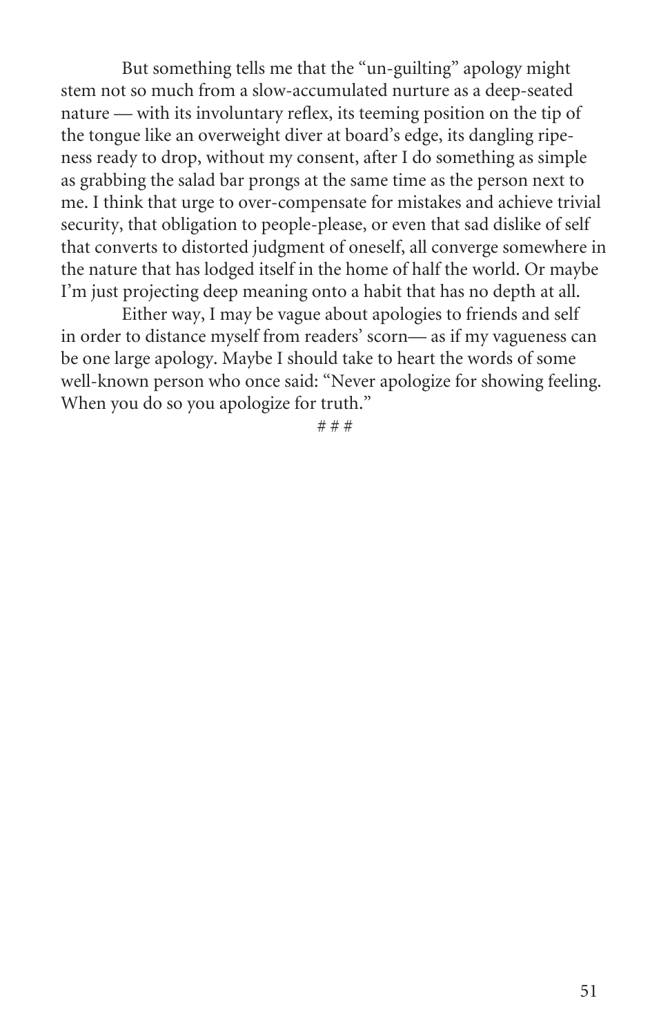But something tells me that the “un-guilting” apology might stem not so much from a slow-accumulated nurture as a deep-seated nature — with its involuntary reflex, its teeming position on the tip of the tongue like an overweight diver at board’s edge, its dangling ripeness ready to drop, without my consent, after I do something as simple as grabbing the salad bar prongs at the same time as the person next to me. I think that urge to over-compensate for mistakes and achieve trivial security, that obligation to people-please, or even that sad dislike of self that converts to distorted judgment of oneself, all converge somewhere in the nature that has lodged itself in the home of half the world. Or maybe I’m just projecting deep meaning onto a habit that has no depth at all.

Either way, I may be vague about apologies to friends and self in order to distance myself from readers’ scorn— as if my vagueness can be one large apology. Maybe I should take to heart the words of some well-known person who once said: “Never apologize for showing feeling. When you do so you apologize for truth.”

# # #